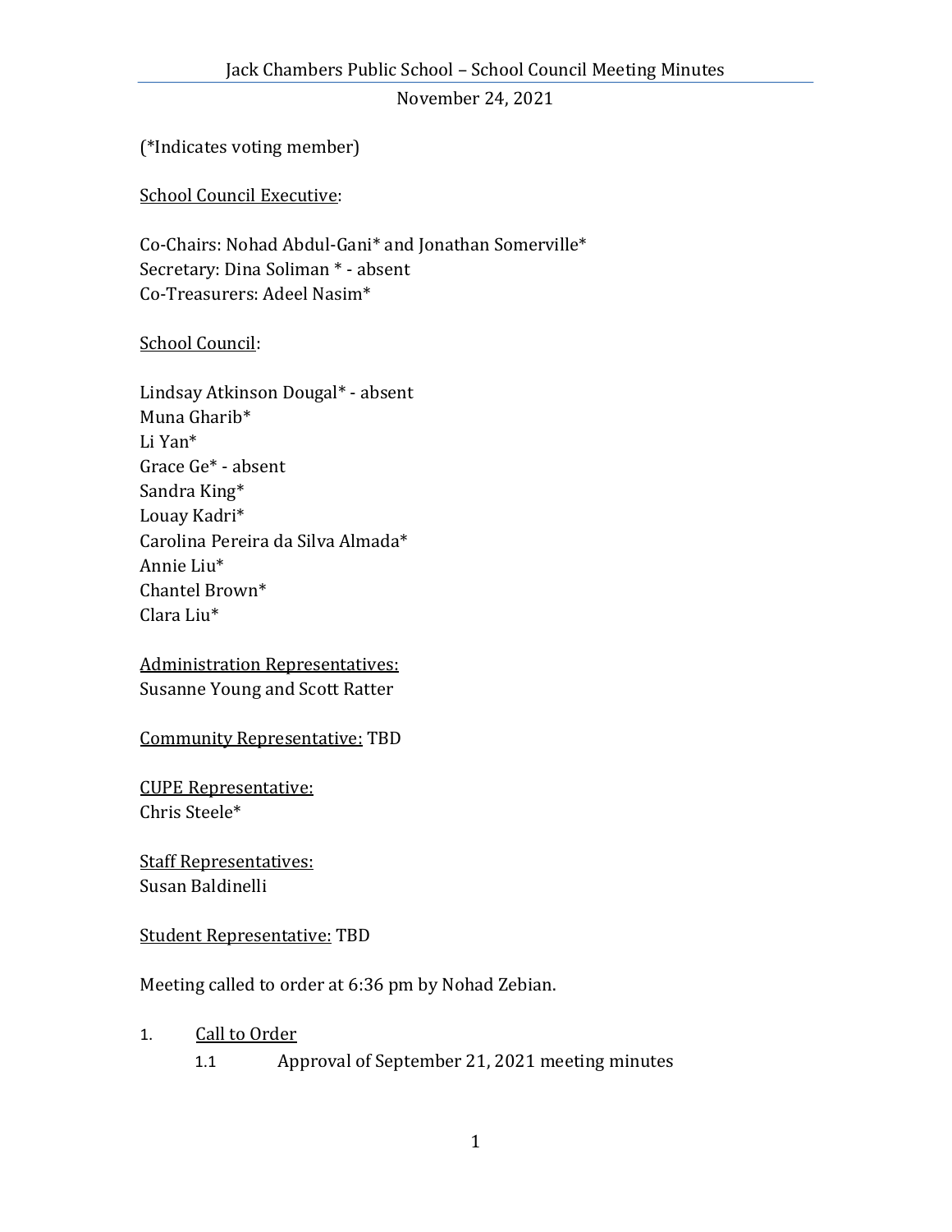# Jack Chambers Public School – School Council Meeting Minutes

November 24, 2021

(*Indicates voting member)

School Council Executive:

Co-Chairs: Nohad Abdul-Gani* and Jonathan Somerville*
Secretary: Dina Soliman * - absent
Co-Treasurers: Adeel Nasim*

School Council:

Lindsay Atkinson Dougal* - absent
Muna Gharib*
Li Yan*
Grace Ge* - absent
Sandra King*
Louay Kadri*
Carolina Pereira da Silva Almada*
Annie Liu*
Chantel Brown*
Clara Liu*

Administration Representatives:
Susanne Young and Scott Ratter

Community Representative: TBD

CUPE Representative:
Chris Steele*

Staff Representatives:
Susan Baldinelli

Student Representative: TBD

Meeting called to order at 6:36 pm by Nohad Zebian.

1. Call to Order
   1.1 Approval of September 21, 2021 meeting minutes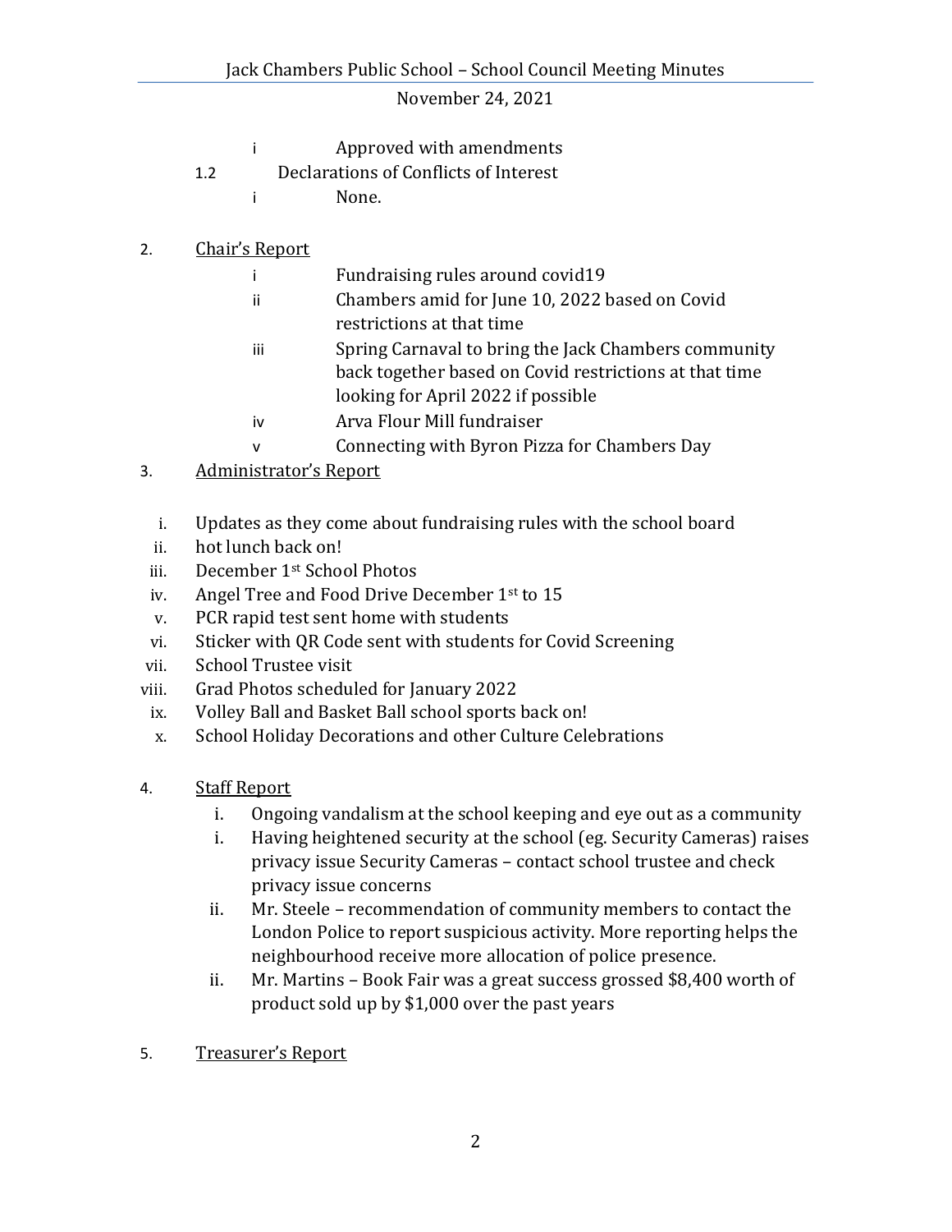- i Approved with amendments
- 1.2 Declarations of Conflicts of Interest
  - i None.

2. Chair's Report
   - i Fundraising rules around covid19
   - ii Chambers amid for June 10, 2022 based on Covid restrictions at that time
   - iii Spring Carnaval to bring the Jack Chambers community back together based on Covid restrictions at that time looking for April 2022 if possible
   - iv Arva Flour Mill fundraiser
   - v Connecting with Byron Pizza for Chambers Day

3. Administrator's Report
   - i. Updates as they come about fundraising rules with the school board
   - ii. hot lunch back on!
   - iii. December 1st School Photos
   - iv. Angel Tree and Food Drive December 1st to 15
   - v. PCR rapid test sent home with students
   - vi. Sticker with QR Code sent with students for Covid Screening
   - vii. School Trustee visit
   - viii. Grad Photos scheduled for January 2022
   - ix. Volley Ball and Basket Ball school sports back on!
   - x. School Holiday Decorations and other Culture Celebrations

4. Staff Report
   - i. Ongoing vandalism at the school keeping and eye out as a community
   - i. Having heightened security at the school (eg. Security Cameras) raises privacy issue Security Cameras – contact school trustee and check privacy issue concerns
   - ii. Mr. Steele – recommendation of community members to contact the London Police to report suspicious activity. More reporting helps the neighbourhood receive more allocation of police presence.
   - ii. Mr. Martins – Book Fair was a great success grossed $8,400 worth of product sold up by $1,000 over the past years

5. Treasurer's Report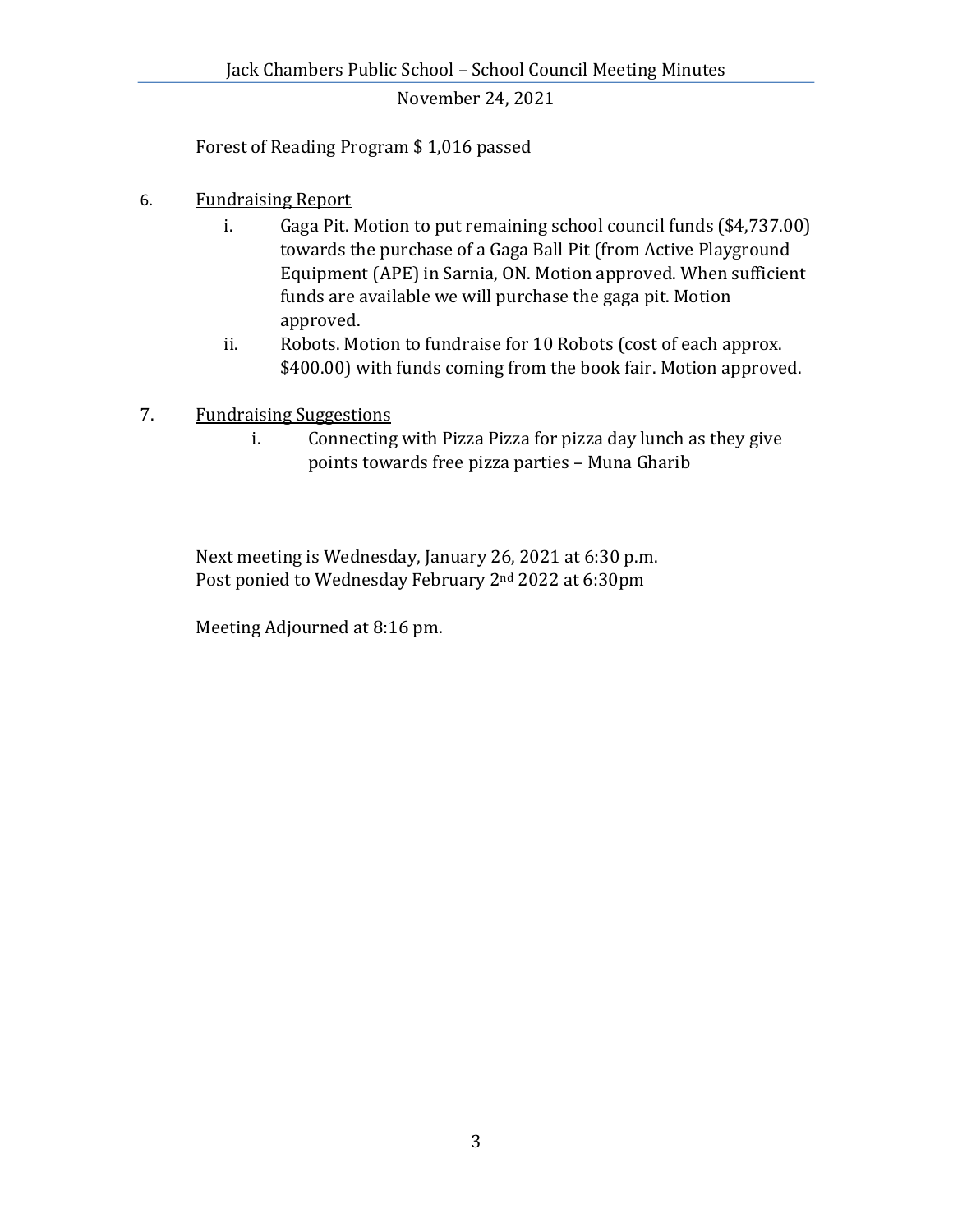Forest of Reading Program $ 1,016 passed

6. <u>Fundraising Report</u>
   i. Gaga Pit. Motion to put remaining school council funds ($4,737.00) towards the purchase of a Gaga Ball Pit (from Active Playground Equipment (APE) in Sarnia, ON. Motion approved. When sufficient funds are available we will purchase the gaga pit. Motion approved.
   ii. Robots. Motion to fundraise for 10 Robots (cost of each approx. $400.00) with funds coming from the book fair. Motion approved.

7. <u>Fundraising Suggestions</u>
   i. Connecting with Pizza Pizza for pizza day lunch as they give points towards free pizza parties – Muna Gharib

Next meeting is Wednesday, January 26, 2021 at 6:30 p.m.
Post ponied to Wednesday February 2nd 2022 at 6:30pm

Meeting Adjourned at 8:16 pm.